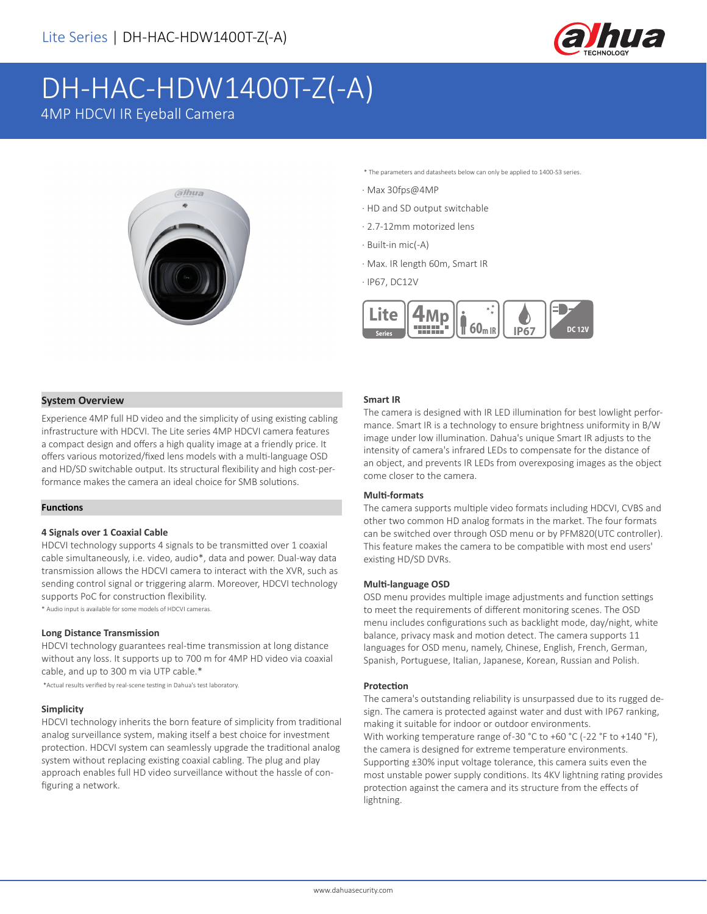# DH-HAC-HDW1400T-Z(-A)

4MP HDCVI IR Eyeball Camera

\* The parameters and datasheets below can only be applied to 1400-S3 series.

- Max 30fps@4MP
- HD and SD output switchable
- 2.7-12mm motorized lens
- Built-in mic(-A)
- Max. IR length 60m, Smart IR
- IP67, DC12V

## System Overview

Experience 4MP full HD video and the simplicity of using existing cabling infrastructure with HDCVI. The Lite series 4MP HDCVI camera features a compact design and offers a high quality image at a friendly price. It offers various motorized/fixed lens models with a multi-language OSD and HD/SD switchable output. Its structural flexibility and high cost-performance makes the camera an ideal choice for SMB solutions.

## Functions

### 4 Signals over 1 Coaxial Cable

HDCVI technology supports 4 signals to be transmitted over 1 coaxial cable simultaneously, i.e. video, audio*, data and power. Dual-way data transmission allows the HDCVI camera to interact with the XVR, such as sending control signal or triggering alarm. Moreover, HDCVI technology supports PoC for construction flexibility.

\* Audio input is available for some models of HDCVI cameras.

### Long Distance Transmission

HDCVI technology guarantees real-time transmission at long distance without any loss. It supports up to 700 m for 4MP HD video via coaxial cable, and up to 300 m via UTP cable.*

\*Actual results verified by real-scene testing in Dahua's test laboratory.

### Simplicity

HDCVI technology inherits the born feature of simplicity from traditional analog surveillance system, making itself a best choice for investment protection. HDCVI system can seamlessly upgrade the traditional analog system without replacing existing coaxial cabling. The plug and play approach enables full HD video surveillance without the hassle of configuring a network.

### Smart IR

The camera is designed with IR LED illumination for best lowlight performance. Smart IR is a technology to ensure brightness uniformity in B/W image under low illumination. Dahua's unique Smart IR adjusts to the intensity of camera's infrared LEDs to compensate for the distance of an object, and prevents IR LEDs from overexposing images as the object come closer to the camera.

### Multi-formats

The camera supports multiple video formats including HDCVI, CVBS and other two common HD analog formats in the market. The four formats can be switched over through OSD menu or by PFM820(UTC controller). This feature makes the camera to be compatible with most end users' existing HD/SD DVRs.

### Multi-language OSD

OSD menu provides multiple image adjustments and function settings to meet the requirements of different monitoring scenes. The OSD menu includes configurations such as backlight mode, day/night, white balance, privacy mask and motion detect. The camera supports 11 languages for OSD menu, namely, Chinese, English, French, German, Spanish, Portuguese, Italian, Japanese, Korean, Russian and Polish.

### Protection

The camera's outstanding reliability is unsurpassed due to its rugged design. The camera is protected against water and dust with IP67 ranking, making it suitable for indoor or outdoor environments.
With working temperature range of -30 °C to +60 °C (-22 °F to +140 °F), the camera is designed for extreme temperature environments.
Supporting ±30% input voltage tolerance, this camera suits even the most unstable power supply conditions. Its 4KV lightning rating provides protection against the camera and its structure from the effects of lightning.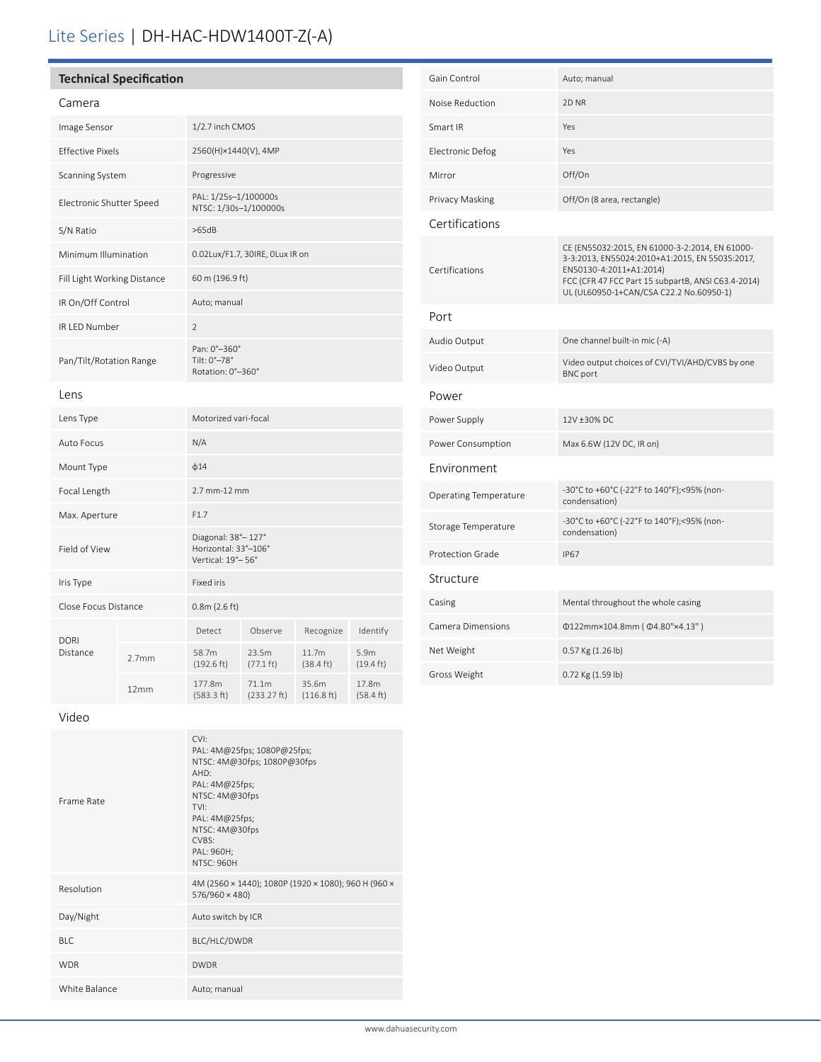# Lite Series | DH-HAC-HDW1400T-Z(-A)

## Technical Specification

### Camera

| | |
|---|---|
| Image Sensor | 1/2.7 inch CMOS |
| Effective Pixels | 2560(H)×1440(V), 4MP |
| Scanning System | Progressive |
| Electronic Shutter Speed | PAL: 1/25s–1/100000s<br>NTSC: 1/30s–1/100000s |
| S/N Ratio | >65dB |
| Minimum Illumination | 0.02Lux/F1.7, 30IRE, 0Lux IR on |
| Fill Light Working Distance | 60 m (196.9 ft) |
| IR On/Off Control | Auto; manual |
| IR LED Number | 2 |
| Pan/Tilt/Rotation Range | Pan: 0°–360°<br>Tilt: 0°–78°<br>Rotation: 0°–360° |

### Lens

| | |
|---|---|
| Lens Type | Motorized vari-focal |
| Auto Focus | N/A |
| Mount Type | ϕ14 |
| Focal Length | 2.7 mm-12 mm |
| Max. Aperture | F1.7 |
| Field of View | Diagonal: 38°– 127°<br>Horizontal: 33°–106°<br>Vertical: 19°– 56° |
| Iris Type | Fixed iris |
| Close Focus Distance | 0.8m (2.6 ft) |

| DORI Distance | | Detect | Observe | Recognize | Identify |
|---|---|---|---|---|---|
| | 2.7mm | 58.7m (192.6 ft) | 23.5m (77.1 ft) | 11.7m (38.4 ft) | 5.9m (19.4 ft) |
| | 12mm | 177.8m (583.3 ft) | 71.1m (233.27 ft) | 35.6m (116.8 ft) | 17.8m (58.4 ft) |

### Video

| | |
|---|---|
| Frame Rate | CVI:<br>PAL: 4M@25fps; 1080P@25fps;<br>NTSC: 4M@30fps; 1080P@30fps<br>AHD:<br>PAL: 4M@25fps;<br>NTSC: 4M@30fps<br>TVI:<br>PAL: 4M@25fps;<br>NTSC: 4M@30fps<br>CVBS:<br>PAL: 960H;<br>NTSC: 960H |
| Resolution | 4M (2560 × 1440); 1080P (1920 × 1080); 960 H (960 × 576/960 × 480) |
| Day/Night | Auto switch by ICR |
| BLC | BLC/HLC/DWDR |
| WDR | DWDR |
| White Balance | Auto; manual |
| Gain Control | Auto; manual |
| Noise Reduction | 2D NR |
| Smart IR | Yes |
| Electronic Defog | Yes |
| Mirror | Off/On |
| Privacy Masking | Off/On (8 area, rectangle) |

### Certifications

| | |
|---|---|
| Certifications | CE (EN55032:2015, EN 61000-3-2:2014, EN 61000-3-3:2013, EN55024:2010+A1:2015, EN 55035:2017, EN50130-4:2011+A1:2014)<br>FCC (CFR 47 FCC Part 15 subpartB, ANSI C63.4-2014)<br>UL (UL60950-1+CAN/CSA C22.2 No.60950-1) |

### Port

| | |
|---|---|
| Audio Output | One channel built-in mic (-A) |
| Video Output | Video output choices of CVI/TVI/AHD/CVBS by one BNC port |

### Power

| | |
|---|---|
| Power Supply | 12V ±30% DC |
| Power Consumption | Max 6.6W (12V DC, IR on) |

### Environment

| | |
|---|---|
| Operating Temperature | -30°C to +60°C (-22°F to 140°F);<95% (non-condensation) |
| Storage Temperature | -30°C to +60°C (-22°F to 140°F);<95% (non-condensation) |
| Protection Grade | IP67 |

### Structure

| | |
|---|---|
| Casing | Mental throughout the whole casing |
| Camera Dimensions | Φ122mm×104.8mm ( Φ4.80"×4.13" ) |
| Net Weight | 0.57 Kg (1.26 lb) |
| Gross Weight | 0.72 Kg (1.59 lb) |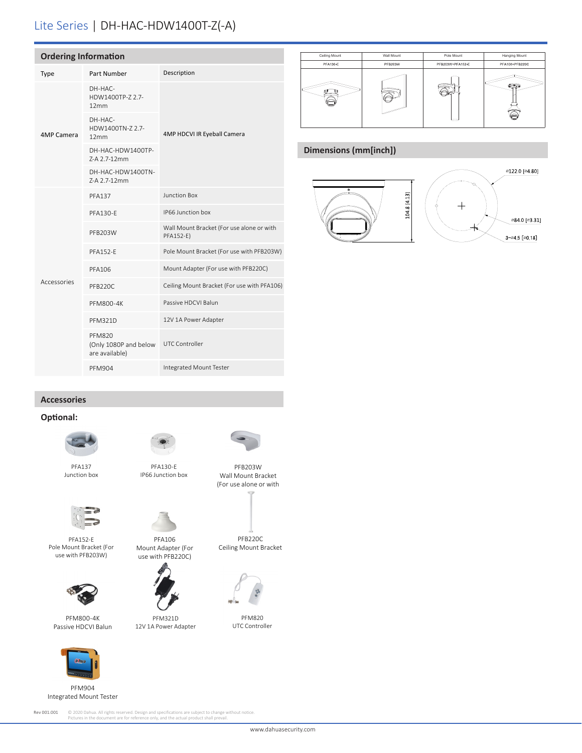# Lite Series | DH-HAC-HDW1400T-Z(-A)

## Ordering Information

| Type | Part Number | Description |
|---|---|---|
| 4MP Camera | DH-HAC-HDW1400TP-Z 2.7-12mm | 4MP HDCVI IR Eyeball Camera |
| | DH-HAC-HDW1400TN-Z 2.7-12mm | |
| | DH-HAC-HDW1400TP-Z-A 2.7-12mm | |
| | DH-HAC-HDW1400TN-Z-A 2.7-12mm | |
| Accessories | PFA137 | Junction Box |
| | PFA130-E | IP66 Junction box |
| | PFB203W | Wall Mount Bracket (For use alone or with PFA152-E) |
| | PFA152-E | Pole Mount Bracket (For use with PFB203W) |
| | PFA106 | Mount Adapter (For use with PFB220C) |
| | PFB220C | Ceiling Mount Bracket (For use with PFA106) |
| | PFM800-4K | Passive HDCVI Balun |
| | PFM321D | 12V 1A Power Adapter |
| | PFM820 (Only 1080P and below are available) | UTC Controller |
| | PFM904 | Integrated Mount Tester |

| Ceiling Mount | Wall Mount | Pole Mount | Hanging Mount |
|---|---|---|---|
| PFA130-E | PFB203W | PFB203W+PFA152-E | PFA106+PFB220C |

## Dimensions (mm[inch])

104.8 [4.13]

⌀122.0 [⌀4.80]

⌀84.0 [⌀3.31]

3−⌀4.5 [⌀0.18]

## Accessories

### Optional:

PFA137
Junction box

PFA130-E
IP66 Junction box

PFB203W
Wall Mount Bracket
(For use alone or with

PFA152-E
Pole Mount Bracket (For use with PFB203W)

PFA106
Mount Adapter (For use with PFB220C)

PFB220C
Ceiling Mount Bracket

PFM800-4K
Passive HDCVI Balun

PFM321D
12V 1A Power Adapter

PFM820
UTC Controller

PFM904
Integrated Mount Tester

Rev 001.001 © 2020 Dahua. All rights reserved. Design and specifications are subject to change without notice.
Pictures in the document are for reference only, and the actual product shall prevail.

www.dahuasecurity.com